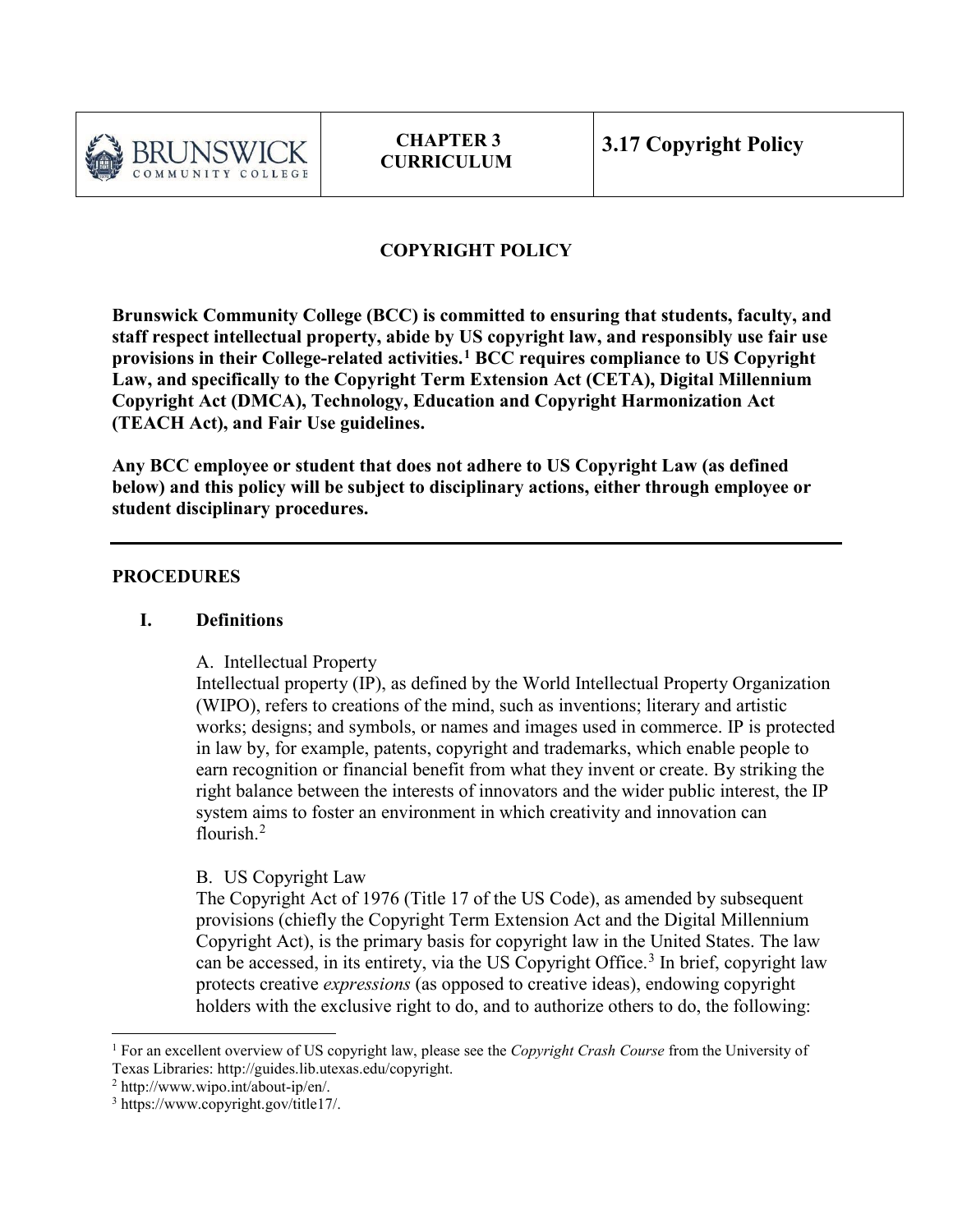| BRUNSWICK COMMUNITY COLLEGE | CHAPTER 3 CURRICULUM | 3.17 Copyright Policy |
|---|---|---|

# COPYRIGHT POLICY

**Brunswick Community College (BCC) is committed to ensuring that students, faculty, and staff respect intellectual property, abide by US copyright law, and responsibly use fair use provisions in their College-related activities.[1] BCC requires compliance to US Copyright Law, and specifically to the Copyright Term Extension Act (CETA), Digital Millennium Copyright Act (DMCA), Technology, Education and Copyright Harmonization Act (TEACH Act), and Fair Use guidelines.**

**Any BCC employee or student that does not adhere to US Copyright Law (as defined below) and this policy will be subject to disciplinary actions, either through employee or student disciplinary procedures.**

---

## PROCEDURES

### I. Definitions

A. Intellectual Property

Intellectual property (IP), as defined by the World Intellectual Property Organization (WIPO), refers to creations of the mind, such as inventions; literary and artistic works; designs; and symbols, or names and images used in commerce. IP is protected in law by, for example, patents, copyright and trademarks, which enable people to earn recognition or financial benefit from what they invent or create. By striking the right balance between the interests of innovators and the wider public interest, the IP system aims to foster an environment in which creativity and innovation can flourish.[2]

B. US Copyright Law

The Copyright Act of 1976 (Title 17 of the US Code), as amended by subsequent provisions (chiefly the Copyright Term Extension Act and the Digital Millennium Copyright Act), is the primary basis for copyright law in the United States. The law can be accessed, in its entirety, via the US Copyright Office.[3] In brief, copyright law protects creative *expressions* (as opposed to creative ideas), endowing copyright holders with the exclusive right to do, and to authorize others to do, the following:

---

[1] For an excellent overview of US copyright law, please see the *Copyright Crash Course* from the University of Texas Libraries: http://guides.lib.utexas.edu/copyright.

[2] http://www.wipo.int/about-ip/en/.

[3] https://www.copyright.gov/title17/.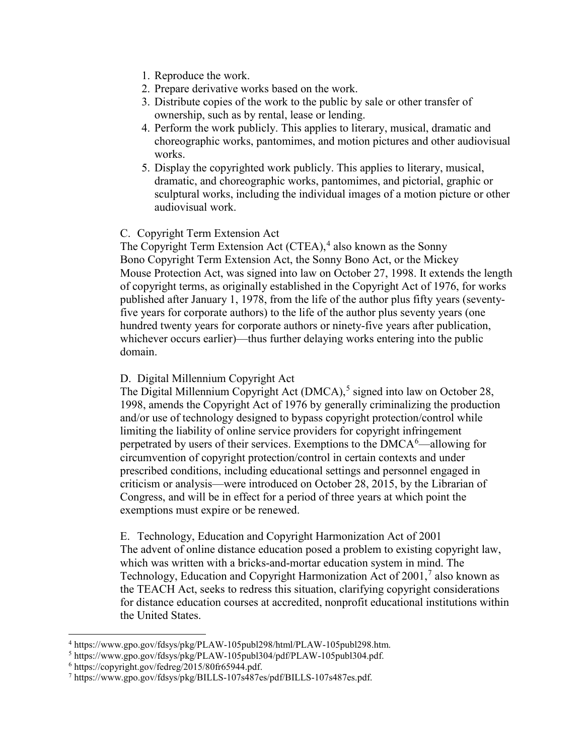1. Reproduce the work.
2. Prepare derivative works based on the work.
3. Distribute copies of the work to the public by sale or other transfer of ownership, such as by rental, lease or lending.
4. Perform the work publicly. This applies to literary, musical, dramatic and choreographic works, pantomimes, and motion pictures and other audiovisual works.
5. Display the copyrighted work publicly. This applies to literary, musical, dramatic, and choreographic works, pantomimes, and pictorial, graphic or sculptural works, including the individual images of a motion picture or other audiovisual work.

C. Copyright Term Extension Act

The Copyright Term Extension Act (CTEA),[4] also known as the Sonny Bono Copyright Term Extension Act, the Sonny Bono Act, or the Mickey Mouse Protection Act, was signed into law on October 27, 1998. It extends the length of copyright terms, as originally established in the Copyright Act of 1976, for works published after January 1, 1978, from the life of the author plus fifty years (seventy-five years for corporate authors) to the life of the author plus seventy years (one hundred twenty years for corporate authors or ninety-five years after publication, whichever occurs earlier)—thus further delaying works entering into the public domain.

D. Digital Millennium Copyright Act

The Digital Millennium Copyright Act (DMCA),[5] signed into law on October 28, 1998, amends the Copyright Act of 1976 by generally criminalizing the production and/or use of technology designed to bypass copyright protection/control while limiting the liability of online service providers for copyright infringement perpetrated by users of their services. Exemptions to the DMCA[6]—allowing for circumvention of copyright protection/control in certain contexts and under prescribed conditions, including educational settings and personnel engaged in criticism or analysis—were introduced on October 28, 2015, by the Librarian of Congress, and will be in effect for a period of three years at which point the exemptions must expire or be renewed.

E. Technology, Education and Copyright Harmonization Act of 2001

The advent of online distance education posed a problem to existing copyright law, which was written with a bricks-and-mortar education system in mind. The Technology, Education and Copyright Harmonization Act of 2001,[7] also known as the TEACH Act, seeks to redress this situation, clarifying copyright considerations for distance education courses at accredited, nonprofit educational institutions within the United States.

---

[4] https://www.gpo.gov/fdsys/pkg/PLAW-105publ298/html/PLAW-105publ298.htm.

[5] https://www.gpo.gov/fdsys/pkg/PLAW-105publ304/pdf/PLAW-105publ304.pdf.

[6] https://copyright.gov/fedreg/2015/80fr65944.pdf.

[7] https://www.gpo.gov/fdsys/pkg/BILLS-107s487es/pdf/BILLS-107s487es.pdf.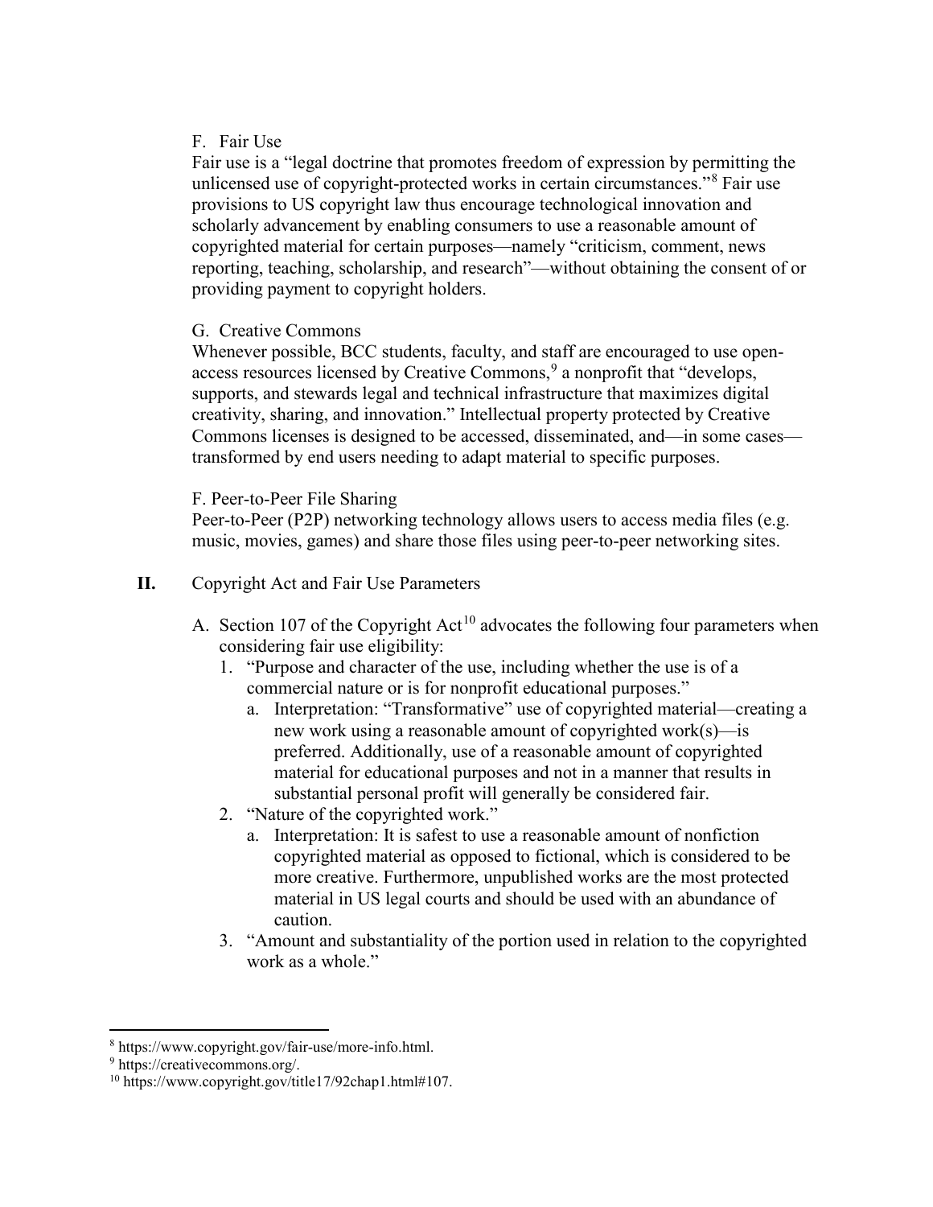F. Fair Use

Fair use is a "legal doctrine that promotes freedom of expression by permitting the unlicensed use of copyright-protected works in certain circumstances."[8] Fair use provisions to US copyright law thus encourage technological innovation and scholarly advancement by enabling consumers to use a reasonable amount of copyrighted material for certain purposes—namely "criticism, comment, news reporting, teaching, scholarship, and research"—without obtaining the consent of or providing payment to copyright holders.

G. Creative Commons

Whenever possible, BCC students, faculty, and staff are encouraged to use open-access resources licensed by Creative Commons,[9] a nonprofit that "develops, supports, and stewards legal and technical infrastructure that maximizes digital creativity, sharing, and innovation." Intellectual property protected by Creative Commons licenses is designed to be accessed, disseminated, and—in some cases—transformed by end users needing to adapt material to specific purposes.

F. Peer-to-Peer File Sharing

Peer-to-Peer (P2P) networking technology allows users to access media files (e.g. music, movies, games) and share those files using peer-to-peer networking sites.

**II.** Copyright Act and Fair Use Parameters

A. Section 107 of the Copyright Act[10] advocates the following four parameters when considering fair use eligibility:

1. "Purpose and character of the use, including whether the use is of a commercial nature or is for nonprofit educational purposes."
   a. Interpretation: "Transformative" use of copyrighted material—creating a new work using a reasonable amount of copyrighted work(s)—is preferred. Additionally, use of a reasonable amount of copyrighted material for educational purposes and not in a manner that results in substantial personal profit will generally be considered fair.
2. "Nature of the copyrighted work."
   a. Interpretation: It is safest to use a reasonable amount of nonfiction copyrighted material as opposed to fictional, which is considered to be more creative. Furthermore, unpublished works are the most protected material in US legal courts and should be used with an abundance of caution.
3. "Amount and substantiality of the portion used in relation to the copyrighted work as a whole."

---

[8] https://www.copyright.gov/fair-use/more-info.html.

[9] https://creativecommons.org/.

[10] https://www.copyright.gov/title17/92chap1.html#107.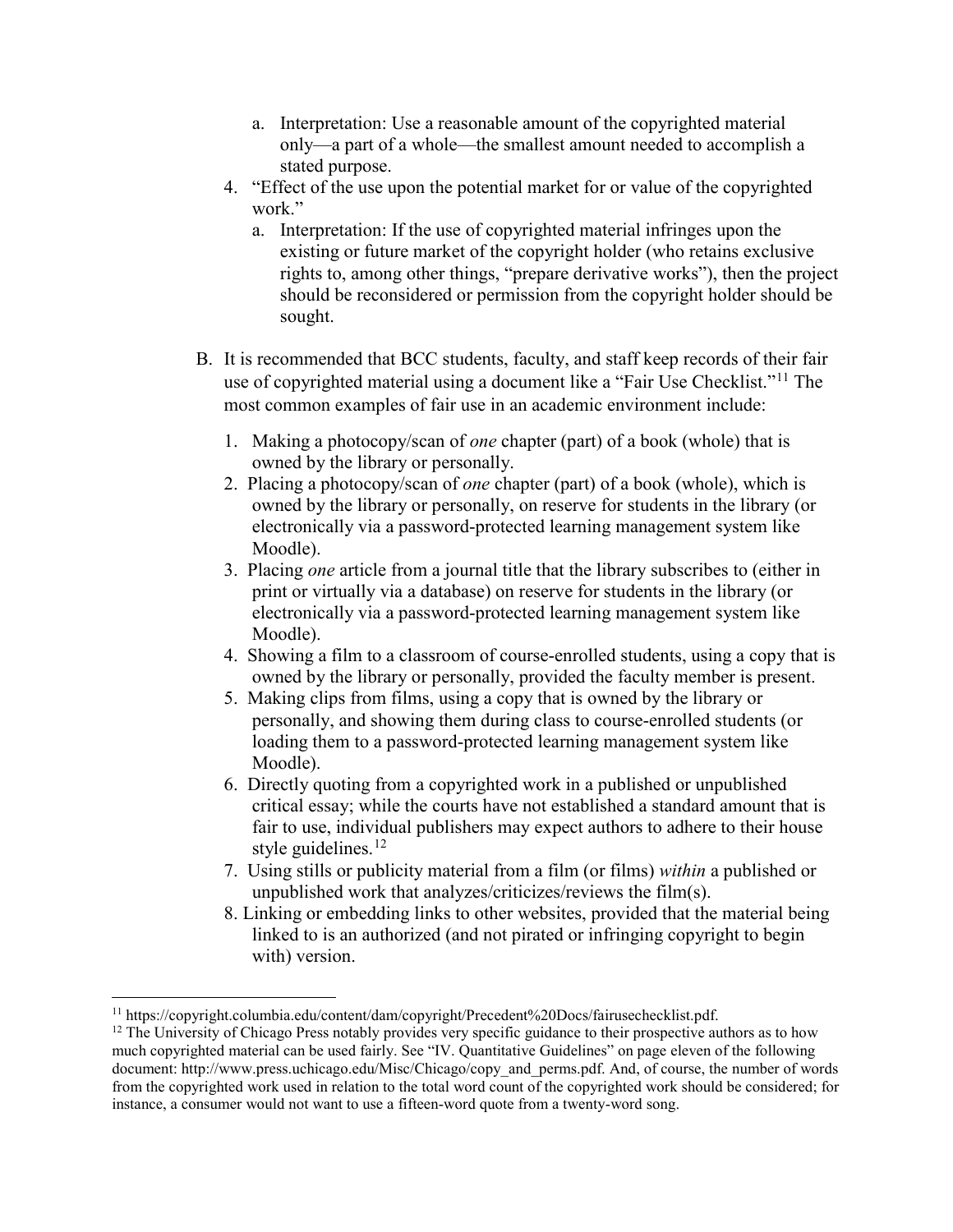a. Interpretation: Use a reasonable amount of the copyrighted material only—a part of a whole—the smallest amount needed to accomplish a stated purpose.

4. "Effect of the use upon the potential market for or value of the copyrighted work."
   a. Interpretation: If the use of copyrighted material infringes upon the existing or future market of the copyright holder (who retains exclusive rights to, among other things, "prepare derivative works"), then the project should be reconsidered or permission from the copyright holder should be sought.

B. It is recommended that BCC students, faculty, and staff keep records of their fair use of copyrighted material using a document like a "Fair Use Checklist."[11] The most common examples of fair use in an academic environment include:

   1. Making a photocopy/scan of *one* chapter (part) of a book (whole) that is owned by the library or personally.
   2. Placing a photocopy/scan of *one* chapter (part) of a book (whole), which is owned by the library or personally, on reserve for students in the library (or electronically via a password-protected learning management system like Moodle).
   3. Placing *one* article from a journal title that the library subscribes to (either in print or virtually via a database) on reserve for students in the library (or electronically via a password-protected learning management system like Moodle).
   4. Showing a film to a classroom of course-enrolled students, using a copy that is owned by the library or personally, provided the faculty member is present.
   5. Making clips from films, using a copy that is owned by the library or personally, and showing them during class to course-enrolled students (or loading them to a password-protected learning management system like Moodle).
   6. Directly quoting from a copyrighted work in a published or unpublished critical essay; while the courts have not established a standard amount that is fair to use, individual publishers may expect authors to adhere to their house style guidelines.[12]
   7. Using stills or publicity material from a film (or films) *within* a published or unpublished work that analyzes/criticizes/reviews the film(s).
   8. Linking or embedding links to other websites, provided that the material being linked to is an authorized (and not pirated or infringing copyright to begin with) version.

---

[11] https://copyright.columbia.edu/content/dam/copyright/Precedent%20Docs/fairusechecklist.pdf.

[12] The University of Chicago Press notably provides very specific guidance to their prospective authors as to how much copyrighted material can be used fairly. See "IV. Quantitative Guidelines" on page eleven of the following document: http://www.press.uchicago.edu/Misc/Chicago/copy_and_perms.pdf. And, of course, the number of words from the copyrighted work used in relation to the total word count of the copyrighted work should be considered; for instance, a consumer would not want to use a fifteen-word quote from a twenty-word song.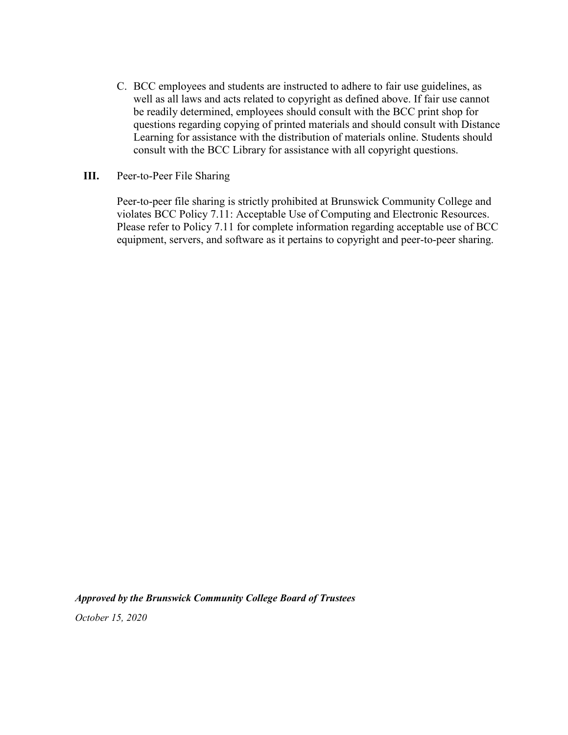C. BCC employees and students are instructed to adhere to fair use guidelines, as well as all laws and acts related to copyright as defined above. If fair use cannot be readily determined, employees should consult with the BCC print shop for questions regarding copying of printed materials and should consult with Distance Learning for assistance with the distribution of materials online. Students should consult with the BCC Library for assistance with all copyright questions.

## III. Peer-to-Peer File Sharing

Peer-to-peer file sharing is strictly prohibited at Brunswick Community College and violates BCC Policy 7.11: Acceptable Use of Computing and Electronic Resources. Please refer to Policy 7.11 for complete information regarding acceptable use of BCC equipment, servers, and software as it pertains to copyright and peer-to-peer sharing.

***Approved by the Brunswick Community College Board of Trustees***

*October 15, 2020*